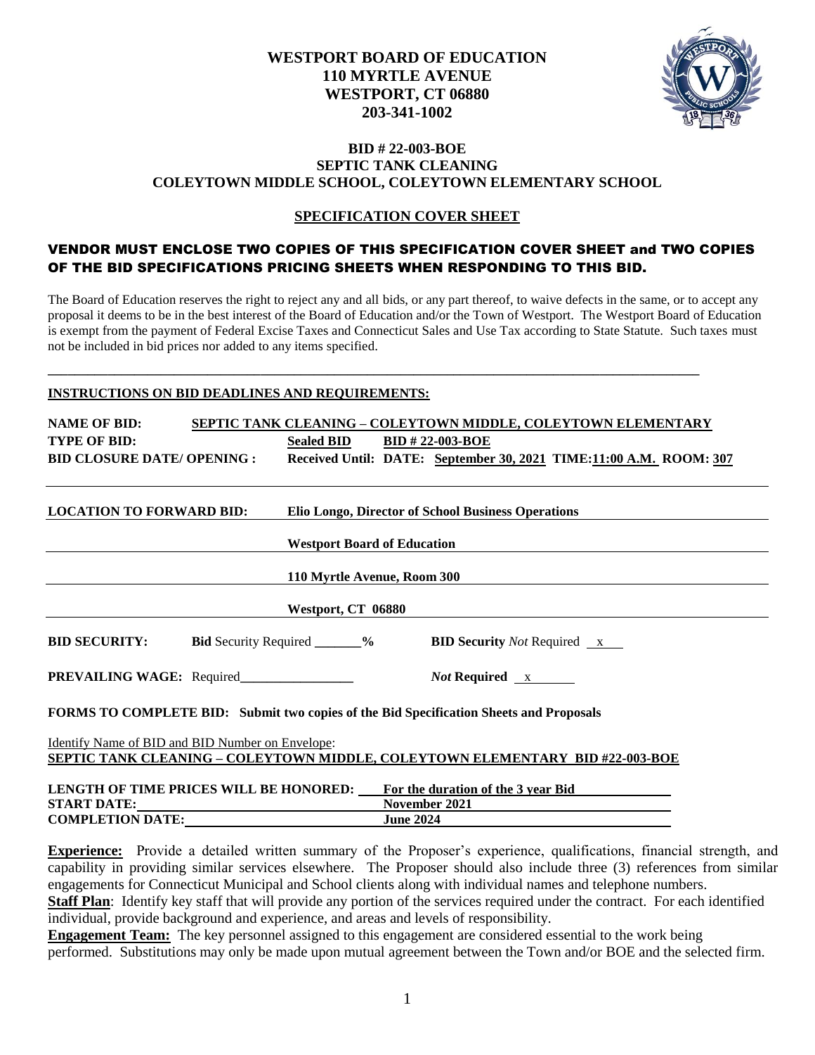# WESTPORT BOARD OF EDUCATION
**110 MYRTLE AVENUE**
**WESTPORT, CT 06880**
**203-341-1002**

## BID # 22-003-BOE
## SEPTIC TANK CLEANING
## COLEYTOWN MIDDLE SCHOOL, COLEYTOWN ELEMENTARY SCHOOL

### SPECIFICATION COVER SHEET

**VENDOR MUST ENCLOSE TWO COPIES OF THIS SPECIFICATION COVER SHEET and TWO COPIES OF THE BID SPECIFICATIONS PRICING SHEETS WHEN RESPONDING TO THIS BID.**

The Board of Education reserves the right to reject any and all bids, or any part thereof, to waive defects in the same, or to accept any proposal it deems to be in the best interest of the Board of Education and/or the Town of Westport. The Westport Board of Education is exempt from the payment of Federal Excise Taxes and Connecticut Sales and Use Tax according to State Statute. Such taxes must not be included in bid prices nor added to any items specified.

---

**INSTRUCTIONS ON BID DEADLINES AND REQUIREMENTS:**

**NAME OF BID:** **SEPTIC TANK CLEANING – COLEYTOWN MIDDLE, COLEYTOWN ELEMENTARY**

**TYPE OF BID:** **Sealed BID** **BID # 22-003-BOE**

**BID CLOSURE DATE/ OPENING :** **Received Until: DATE: September 30, 2021 TIME: 11:00 A.M. ROOM: 307**

**LOCATION TO FORWARD BID:** **Elio Longo, Director of School Business Operations**

**Westport Board of Education**

**110 Myrtle Avenue, Room 300**

**Westport, CT 06880**

**BID SECURITY:** **Bid** Security Required _______**%** **BID Security** *Not* Required x

**PREVAILING WAGE:** Required_________________ *Not* **Required** x

**FORMS TO COMPLETE BID: Submit two copies of the Bid Specification Sheets and Proposals**

Identify Name of BID and BID Number on Envelope:
**SEPTIC TANK CLEANING – COLEYTOWN MIDDLE, COLEYTOWN ELEMENTARY BID #22-003-BOE**

**LENGTH OF TIME PRICES WILL BE HONORED:** **For the duration of the 3 year Bid**
**START DATE:** **November 2021**
**COMPLETION DATE:** **June 2024**

**Experience:** Provide a detailed written summary of the Proposer's experience, qualifications, financial strength, and capability in providing similar services elsewhere. The Proposer should also include three (3) references from similar engagements for Connecticut Municipal and School clients along with individual names and telephone numbers.
**Staff Plan**: Identify key staff that will provide any portion of the services required under the contract. For each identified individual, provide background and experience, and areas and levels of responsibility.
**Engagement Team:** The key personnel assigned to this engagement are considered essential to the work being performed. Substitutions may only be made upon mutual agreement between the Town and/or BOE and the selected firm.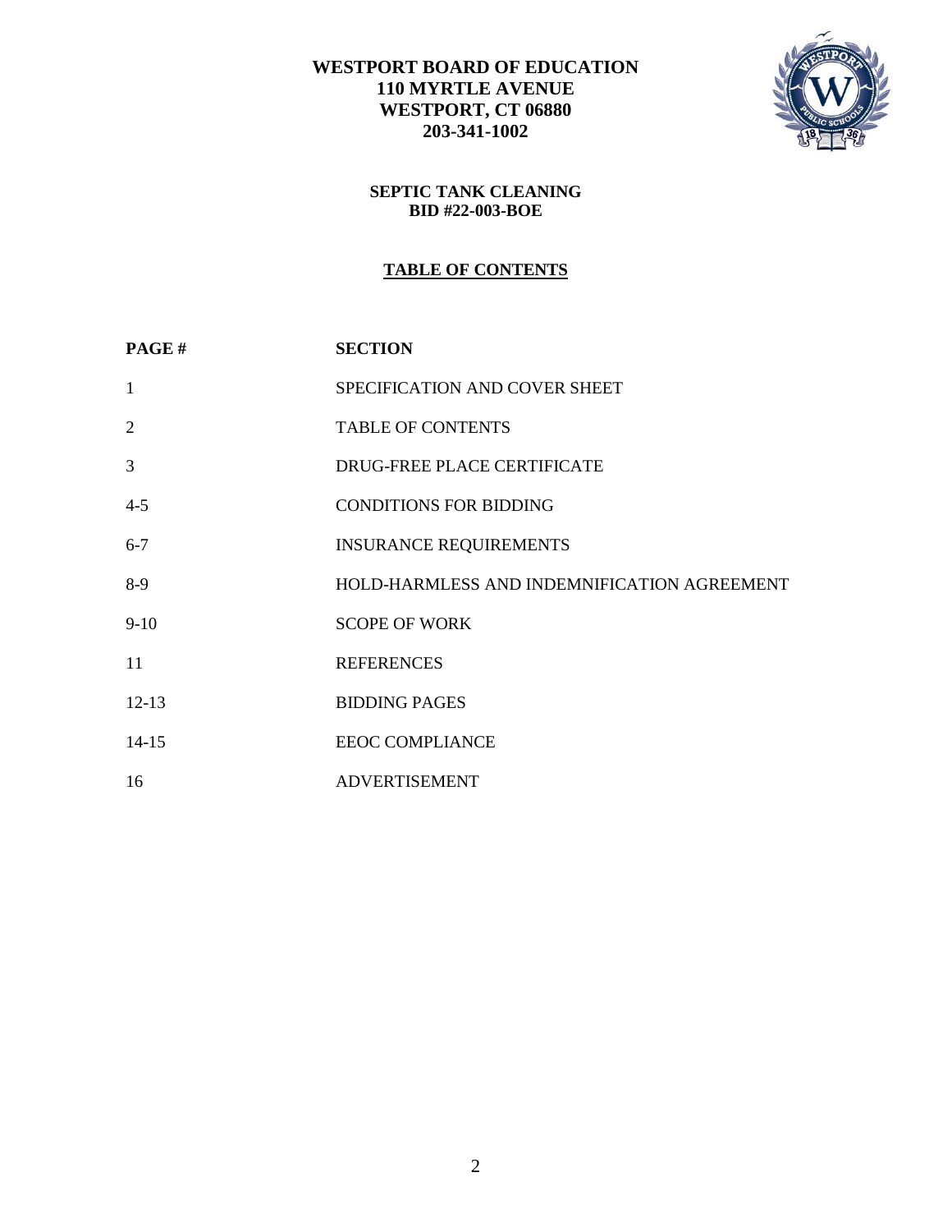**WESTPORT BOARD OF EDUCATION**
**110 MYRTLE AVENUE**
**WESTPORT, CT 06880**
**203-341-1002**

**SEPTIC TANK CLEANING**
**BID #22-003-BOE**

## TABLE OF CONTENTS

| PAGE # | SECTION |
|---|---|
| 1 | SPECIFICATION AND COVER SHEET |
| 2 | TABLE OF CONTENTS |
| 3 | DRUG-FREE PLACE CERTIFICATE |
| 4-5 | CONDITIONS FOR BIDDING |
| 6-7 | INSURANCE REQUIREMENTS |
| 8-9 | HOLD-HARMLESS AND INDEMNIFICATION AGREEMENT |
| 9-10 | SCOPE OF WORK |
| 11 | REFERENCES |
| 12-13 | BIDDING PAGES |
| 14-15 | EEOC COMPLIANCE |
| 16 | ADVERTISEMENT |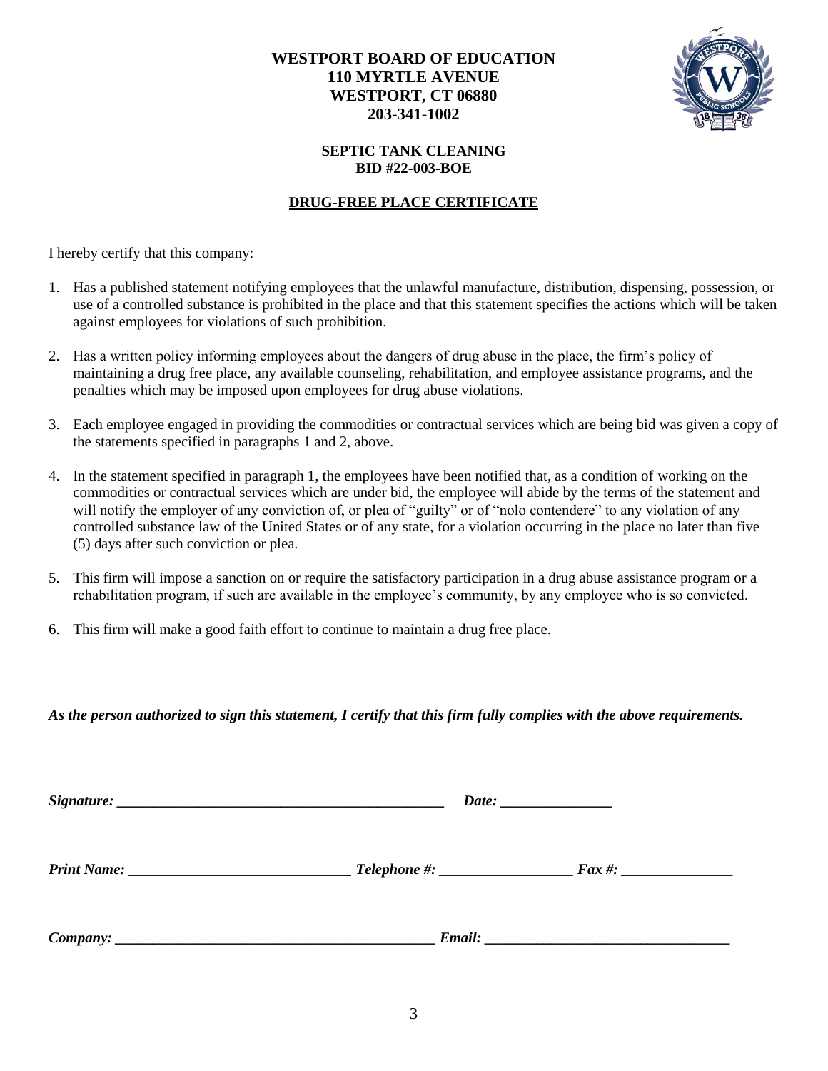**WESTPORT BOARD OF EDUCATION**
**110 MYRTLE AVENUE**
**WESTPORT, CT 06880**
**203-341-1002**

**SEPTIC TANK CLEANING**
**BID #22-003-BOE**

## DRUG-FREE PLACE CERTIFICATE

I hereby certify that this company:

1. Has a published statement notifying employees that the unlawful manufacture, distribution, dispensing, possession, or use of a controlled substance is prohibited in the place and that this statement specifies the actions which will be taken against employees for violations of such prohibition.

2. Has a written policy informing employees about the dangers of drug abuse in the place, the firm's policy of maintaining a drug free place, any available counseling, rehabilitation, and employee assistance programs, and the penalties which may be imposed upon employees for drug abuse violations.

3. Each employee engaged in providing the commodities or contractual services which are being bid was given a copy of the statements specified in paragraphs 1 and 2, above.

4. In the statement specified in paragraph 1, the employees have been notified that, as a condition of working on the commodities or contractual services which are under bid, the employee will abide by the terms of the statement and will notify the employer of any conviction of, or plea of "guilty" or of "nolo contendere" to any violation of any controlled substance law of the United States or of any state, for a violation occurring in the place no later than five (5) days after such conviction or plea.

5. This firm will impose a sanction on or require the satisfactory participation in a drug abuse assistance program or a rehabilitation program, if such are available in the employee's community, by any employee who is so convicted.

6. This firm will make a good faith effort to continue to maintain a drug free place.

***As the person authorized to sign this statement, I certify that this firm fully complies with the above requirements.***

***Signature:*** _____________________________________________ ***Date:*** _______________

***Print Name:*** ______________________________ ***Telephone #:*** __________________ ***Fax #:*** _______________

***Company:*** ___________________________________________ ***Email:*** _________________________________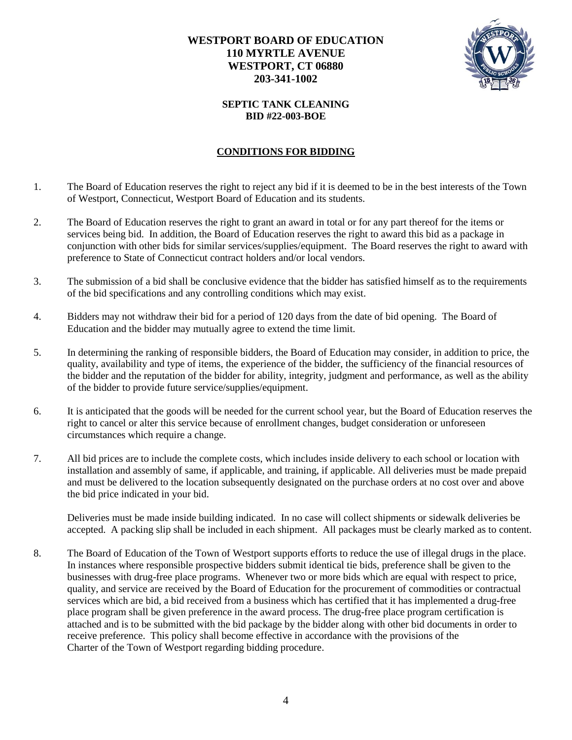**WESTPORT BOARD OF EDUCATION**
**110 MYRTLE AVENUE**
**WESTPORT, CT 06880**
**203-341-1002**

**SEPTIC TANK CLEANING**
**BID #22-003-BOE**

## CONDITIONS FOR BIDDING

1. The Board of Education reserves the right to reject any bid if it is deemed to be in the best interests of the Town of Westport, Connecticut, Westport Board of Education and its students.

2. The Board of Education reserves the right to grant an award in total or for any part thereof for the items or services being bid. In addition, the Board of Education reserves the right to award this bid as a package in conjunction with other bids for similar services/supplies/equipment. The Board reserves the right to award with preference to State of Connecticut contract holders and/or local vendors.

3. The submission of a bid shall be conclusive evidence that the bidder has satisfied himself as to the requirements of the bid specifications and any controlling conditions which may exist.

4. Bidders may not withdraw their bid for a period of 120 days from the date of bid opening. The Board of Education and the bidder may mutually agree to extend the time limit.

5. In determining the ranking of responsible bidders, the Board of Education may consider, in addition to price, the quality, availability and type of items, the experience of the bidder, the sufficiency of the financial resources of the bidder and the reputation of the bidder for ability, integrity, judgment and performance, as well as the ability of the bidder to provide future service/supplies/equipment.

6. It is anticipated that the goods will be needed for the current school year, but the Board of Education reserves the right to cancel or alter this service because of enrollment changes, budget consideration or unforeseen circumstances which require a change.

7. All bid prices are to include the complete costs, which includes inside delivery to each school or location with installation and assembly of same, if applicable, and training, if applicable. All deliveries must be made prepaid and must be delivered to the location subsequently designated on the purchase orders at no cost over and above the bid price indicated in your bid.

   Deliveries must be made inside building indicated. In no case will collect shipments or sidewalk deliveries be accepted. A packing slip shall be included in each shipment. All packages must be clearly marked as to content.

8. The Board of Education of the Town of Westport supports efforts to reduce the use of illegal drugs in the place. In instances where responsible prospective bidders submit identical tie bids, preference shall be given to the businesses with drug-free place programs. Whenever two or more bids which are equal with respect to price, quality, and service are received by the Board of Education for the procurement of commodities or contractual services which are bid, a bid received from a business which has certified that it has implemented a drug-free place program shall be given preference in the award process. The drug-free place program certification is attached and is to be submitted with the bid package by the bidder along with other bid documents in order to receive preference. This policy shall become effective in accordance with the provisions of the Charter of the Town of Westport regarding bidding procedure.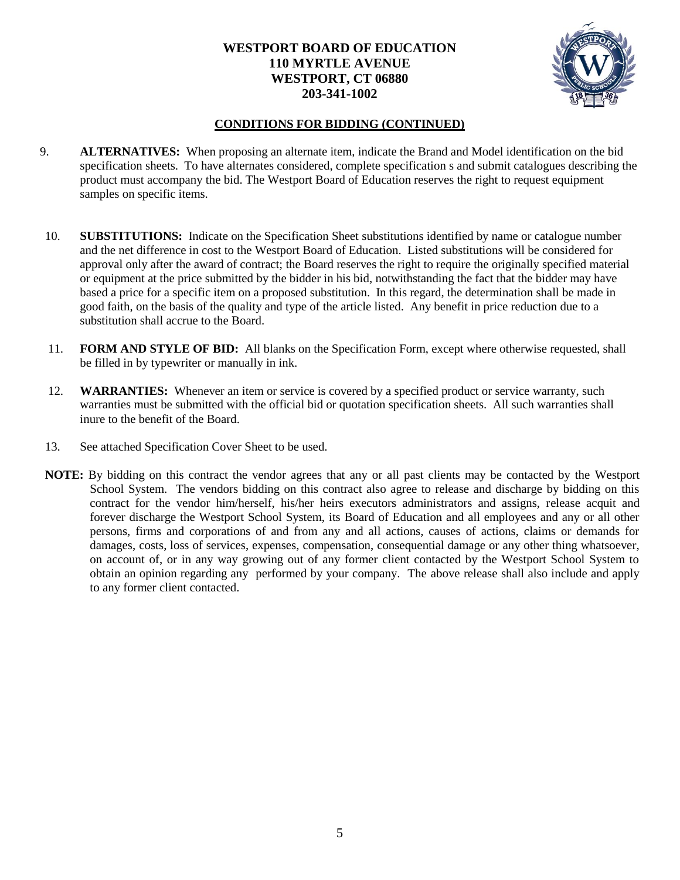**WESTPORT BOARD OF EDUCATION**
**110 MYRTLE AVENUE**
**WESTPORT, CT 06880**
**203-341-1002**

## CONDITIONS FOR BIDDING (CONTINUED)

9. **ALTERNATIVES:** When proposing an alternate item, indicate the Brand and Model identification on the bid specification sheets. To have alternates considered, complete specification s and submit catalogues describing the product must accompany the bid. The Westport Board of Education reserves the right to request equipment samples on specific items.

10. **SUBSTITUTIONS:** Indicate on the Specification Sheet substitutions identified by name or catalogue number and the net difference in cost to the Westport Board of Education. Listed substitutions will be considered for approval only after the award of contract; the Board reserves the right to require the originally specified material or equipment at the price submitted by the bidder in his bid, notwithstanding the fact that the bidder may have based a price for a specific item on a proposed substitution. In this regard, the determination shall be made in good faith, on the basis of the quality and type of the article listed. Any benefit in price reduction due to a substitution shall accrue to the Board.

11. **FORM AND STYLE OF BID:** All blanks on the Specification Form, except where otherwise requested, shall be filled in by typewriter or manually in ink.

12. **WARRANTIES:** Whenever an item or service is covered by a specified product or service warranty, such warranties must be submitted with the official bid or quotation specification sheets. All such warranties shall inure to the benefit of the Board.

13. See attached Specification Cover Sheet to be used.

**NOTE:** By bidding on this contract the vendor agrees that any or all past clients may be contacted by the Westport School System. The vendors bidding on this contract also agree to release and discharge by bidding on this contract for the vendor him/herself, his/her heirs executors administrators and assigns, release acquit and forever discharge the Westport School System, its Board of Education and all employees and any or all other persons, firms and corporations of and from any and all actions, causes of actions, claims or demands for damages, costs, loss of services, expenses, compensation, consequential damage or any other thing whatsoever, on account of, or in any way growing out of any former client contacted by the Westport School System to obtain an opinion regarding any performed by your company. The above release shall also include and apply to any former client contacted.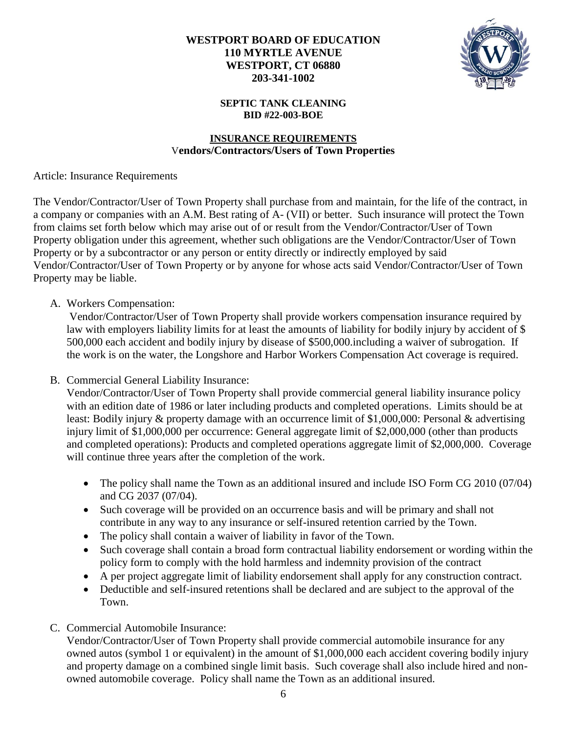**WESTPORT BOARD OF EDUCATION**
**110 MYRTLE AVENUE**
**WESTPORT, CT 06880**
**203-341-1002**

**SEPTIC TANK CLEANING**
**BID #22-003-BOE**

**INSURANCE REQUIREMENTS**
**Vendors/Contractors/Users of Town Properties**

Article: Insurance Requirements

The Vendor/Contractor/User of Town Property shall purchase from and maintain, for the life of the contract, in a company or companies with an A.M. Best rating of A- (VII) or better. Such insurance will protect the Town from claims set forth below which may arise out of or result from the Vendor/Contractor/User of Town Property obligation under this agreement, whether such obligations are the Vendor/Contractor/User of Town Property or by a subcontractor or any person or entity directly or indirectly employed by said Vendor/Contractor/User of Town Property or by anyone for whose acts said Vendor/Contractor/User of Town Property may be liable.

A. Workers Compensation:
 Vendor/Contractor/User of Town Property shall provide workers compensation insurance required by law with employers liability limits for at least the amounts of liability for bodily injury by accident of $ 500,000 each accident and bodily injury by disease of $500,000.including a waiver of subrogation. If the work is on the water, the Longshore and Harbor Workers Compensation Act coverage is required.

B. Commercial General Liability Insurance:
 Vendor/Contractor/User of Town Property shall provide commercial general liability insurance policy with an edition date of 1986 or later including products and completed operations. Limits should be at least: Bodily injury & property damage with an occurrence limit of $1,000,000: Personal & advertising injury limit of $1,000,000 per occurrence: General aggregate limit of $2,000,000 (other than products and completed operations): Products and completed operations aggregate limit of $2,000,000. Coverage will continue three years after the completion of the work.

 - The policy shall name the Town as an additional insured and include ISO Form CG 2010 (07/04) and CG 2037 (07/04).
 - Such coverage will be provided on an occurrence basis and will be primary and shall not contribute in any way to any insurance or self-insured retention carried by the Town.
 - The policy shall contain a waiver of liability in favor of the Town.
 - Such coverage shall contain a broad form contractual liability endorsement or wording within the policy form to comply with the hold harmless and indemnity provision of the contract
 - A per project aggregate limit of liability endorsement shall apply for any construction contract.
 - Deductible and self-insured retentions shall be declared and are subject to the approval of the Town.

C. Commercial Automobile Insurance:
 Vendor/Contractor/User of Town Property shall provide commercial automobile insurance for any owned autos (symbol 1 or equivalent) in the amount of $1,000,000 each accident covering bodily injury and property damage on a combined single limit basis. Such coverage shall also include hired and non-owned automobile coverage. Policy shall name the Town as an additional insured.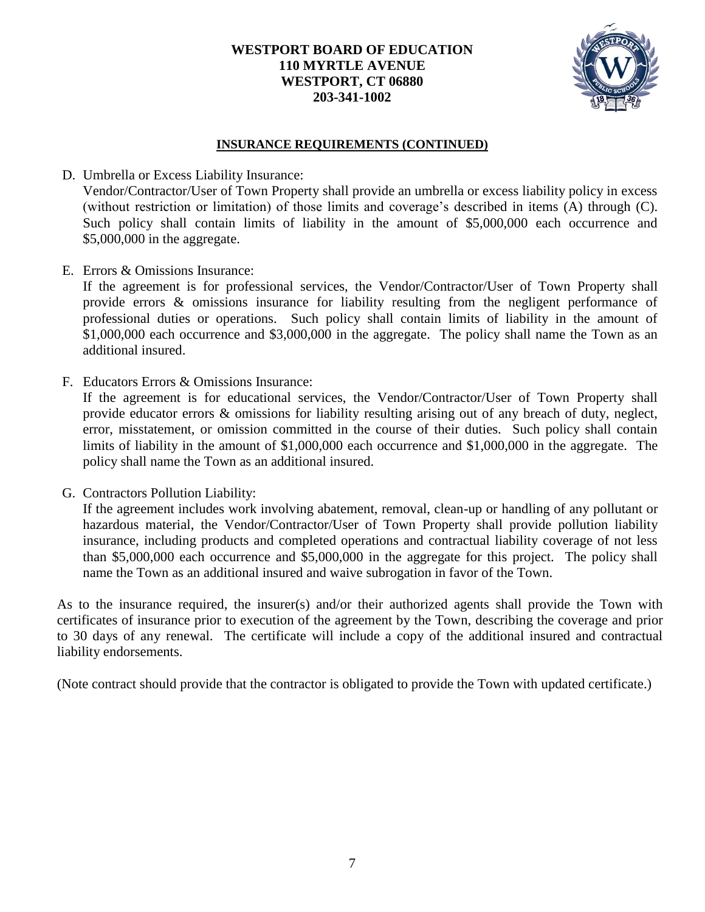**WESTPORT BOARD OF EDUCATION**
**110 MYRTLE AVENUE**
**WESTPORT, CT 06880**
**203-341-1002**

## INSURANCE REQUIREMENTS (CONTINUED)

D. Umbrella or Excess Liability Insurance:
Vendor/Contractor/User of Town Property shall provide an umbrella or excess liability policy in excess (without restriction or limitation) of those limits and coverage's described in items (A) through (C). Such policy shall contain limits of liability in the amount of $5,000,000 each occurrence and $5,000,000 in the aggregate.

E. Errors & Omissions Insurance:
If the agreement is for professional services, the Vendor/Contractor/User of Town Property shall provide errors & omissions insurance for liability resulting from the negligent performance of professional duties or operations. Such policy shall contain limits of liability in the amount of $1,000,000 each occurrence and $3,000,000 in the aggregate. The policy shall name the Town as an additional insured.

F. Educators Errors & Omissions Insurance:
If the agreement is for educational services, the Vendor/Contractor/User of Town Property shall provide educator errors & omissions for liability resulting arising out of any breach of duty, neglect, error, misstatement, or omission committed in the course of their duties. Such policy shall contain limits of liability in the amount of $1,000,000 each occurrence and $1,000,000 in the aggregate. The policy shall name the Town as an additional insured.

G. Contractors Pollution Liability:
If the agreement includes work involving abatement, removal, clean-up or handling of any pollutant or hazardous material, the Vendor/Contractor/User of Town Property shall provide pollution liability insurance, including products and completed operations and contractual liability coverage of not less than $5,000,000 each occurrence and $5,000,000 in the aggregate for this project. The policy shall name the Town as an additional insured and waive subrogation in favor of the Town.

As to the insurance required, the insurer(s) and/or their authorized agents shall provide the Town with certificates of insurance prior to execution of the agreement by the Town, describing the coverage and prior to 30 days of any renewal. The certificate will include a copy of the additional insured and contractual liability endorsements.

(Note contract should provide that the contractor is obligated to provide the Town with updated certificate.)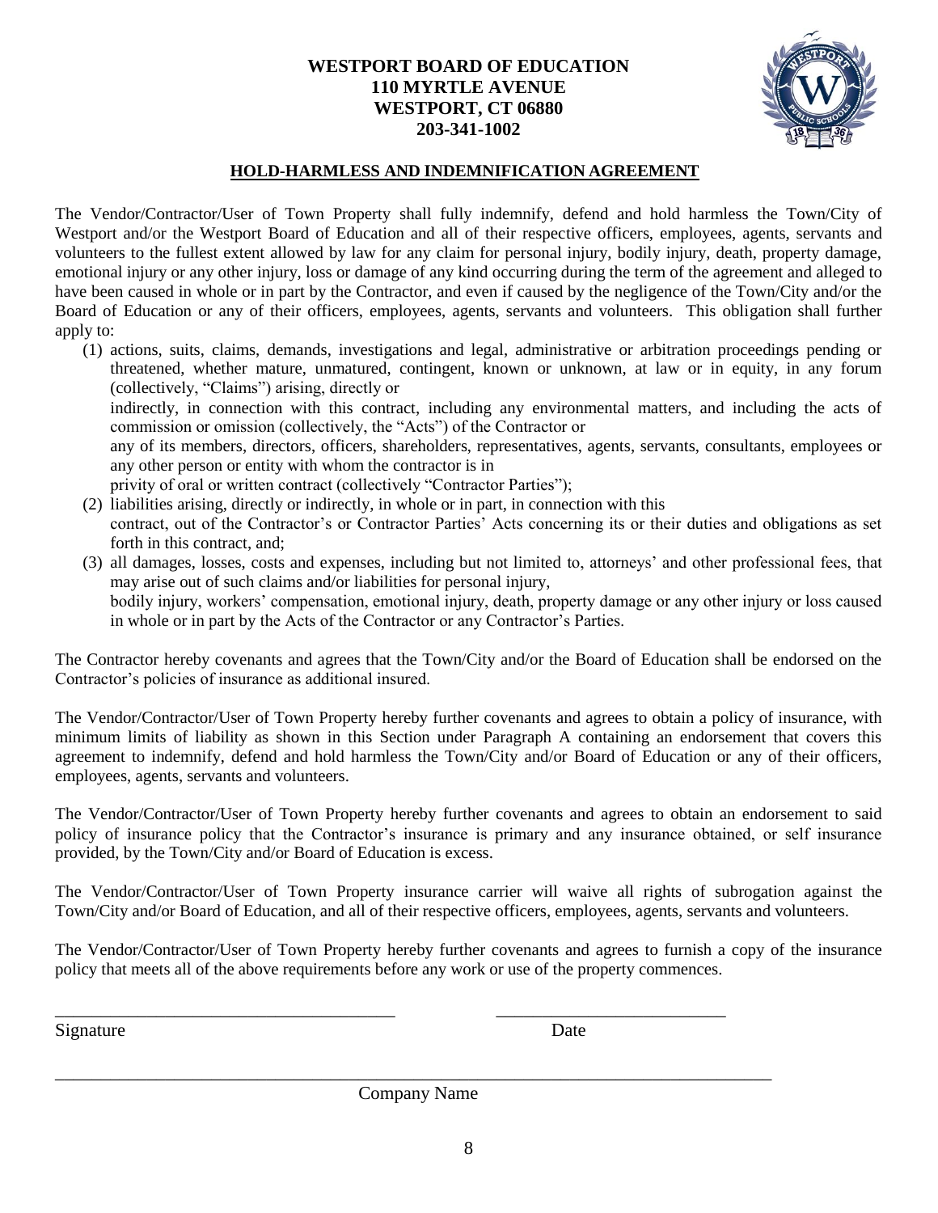**WESTPORT BOARD OF EDUCATION**
**110 MYRTLE AVENUE**
**WESTPORT, CT 06880**
**203-341-1002**

## HOLD-HARMLESS AND INDEMNIFICATION AGREEMENT

The Vendor/Contractor/User of Town Property shall fully indemnify, defend and hold harmless the Town/City of Westport and/or the Westport Board of Education and all of their respective officers, employees, agents, servants and volunteers to the fullest extent allowed by law for any claim for personal injury, bodily injury, death, property damage, emotional injury or any other injury, loss or damage of any kind occurring during the term of the agreement and alleged to have been caused in whole or in part by the Contractor, and even if caused by the negligence of the Town/City and/or the Board of Education or any of their officers, employees, agents, servants and volunteers. This obligation shall further apply to:

(1) actions, suits, claims, demands, investigations and legal, administrative or arbitration proceedings pending or threatened, whether mature, unmatured, contingent, known or unknown, at law or in equity, in any forum (collectively, "Claims") arising, directly or indirectly, in connection with this contract, including any environmental matters, and including the acts of commission or omission (collectively, the "Acts") of the Contractor or any of its members, directors, officers, shareholders, representatives, agents, servants, consultants, employees or any other person or entity with whom the contractor is in privity of oral or written contract (collectively "Contractor Parties");

(2) liabilities arising, directly or indirectly, in whole or in part, in connection with this contract, out of the Contractor's or Contractor Parties' Acts concerning its or their duties and obligations as set forth in this contract, and;

(3) all damages, losses, costs and expenses, including but not limited to, attorneys' and other professional fees, that may arise out of such claims and/or liabilities for personal injury, bodily injury, workers' compensation, emotional injury, death, property damage or any other injury or loss caused in whole or in part by the Acts of the Contractor or any Contractor's Parties.

The Contractor hereby covenants and agrees that the Town/City and/or the Board of Education shall be endorsed on the Contractor's policies of insurance as additional insured.

The Vendor/Contractor/User of Town Property hereby further covenants and agrees to obtain a policy of insurance, with minimum limits of liability as shown in this Section under Paragraph A containing an endorsement that covers this agreement to indemnify, defend and hold harmless the Town/City and/or Board of Education or any of their officers, employees, agents, servants and volunteers.

The Vendor/Contractor/User of Town Property hereby further covenants and agrees to obtain an endorsement to said policy of insurance policy that the Contractor's insurance is primary and any insurance obtained, or self insurance provided, by the Town/City and/or Board of Education is excess.

The Vendor/Contractor/User of Town Property insurance carrier will waive all rights of subrogation against the Town/City and/or Board of Education, and all of their respective officers, employees, agents, servants and volunteers.

The Vendor/Contractor/User of Town Property hereby further covenants and agrees to furnish a copy of the insurance policy that meets all of the above requirements before any work or use of the property commences.

______________________________________ \_\_\_\_\_\_\_\_\_\_\_\_\_\_\_\_\_\_\_\_\_\_\_\_\_\_

Signature Date

________________________________________________________________________________

Company Name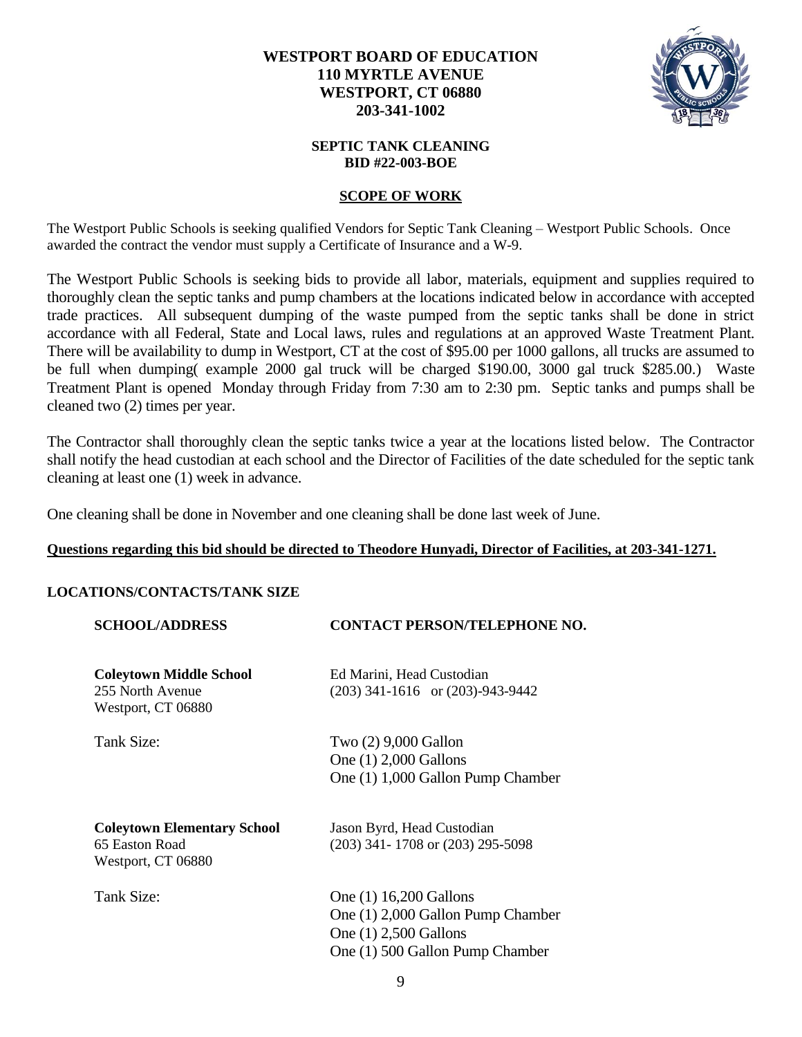**WESTPORT BOARD OF EDUCATION**
**110 MYRTLE AVENUE**
**WESTPORT, CT 06880**
**203-341-1002**

**SEPTIC TANK CLEANING**
**BID #22-003-BOE**

## SCOPE OF WORK

The Westport Public Schools is seeking qualified Vendors for Septic Tank Cleaning – Westport Public Schools. Once awarded the contract the vendor must supply a Certificate of Insurance and a W-9.

The Westport Public Schools is seeking bids to provide all labor, materials, equipment and supplies required to thoroughly clean the septic tanks and pump chambers at the locations indicated below in accordance with accepted trade practices. All subsequent dumping of the waste pumped from the septic tanks shall be done in strict accordance with all Federal, State and Local laws, rules and regulations at an approved Waste Treatment Plant. There will be availability to dump in Westport, CT at the cost of $95.00 per 1000 gallons, all trucks are assumed to be full when dumping( example 2000 gal truck will be charged $190.00, 3000 gal truck $285.00.) Waste Treatment Plant is opened Monday through Friday from 7:30 am to 2:30 pm. Septic tanks and pumps shall be cleaned two (2) times per year.

The Contractor shall thoroughly clean the septic tanks twice a year at the locations listed below. The Contractor shall notify the head custodian at each school and the Director of Facilities of the date scheduled for the septic tank cleaning at least one (1) week in advance.

One cleaning shall be done in November and one cleaning shall be done last week of June.

**Questions regarding this bid should be directed to Theodore Hunyadi, Director of Facilities, at 203-341-1271.**

**LOCATIONS/CONTACTS/TANK SIZE**

| SCHOOL/ADDRESS | CONTACT PERSON/TELEPHONE NO. |
|---|---|
| **Coleytown Middle School**<br>255 North Avenue<br>Westport, CT 06880 | Ed Marini, Head Custodian<br>(203) 341-1616 or (203)-943-9442 |
| Tank Size: | Two (2) 9,000 Gallon<br>One (1) 2,000 Gallons<br>One (1) 1,000 Gallon Pump Chamber |
| **Coleytown Elementary School**<br>65 Easton Road<br>Westport, CT 06880 | Jason Byrd, Head Custodian<br>(203) 341- 1708 or (203) 295-5098 |
| Tank Size: | One (1) 16,200 Gallons<br>One (1) 2,000 Gallon Pump Chamber<br>One (1) 2,500 Gallons<br>One (1) 500 Gallon Pump Chamber |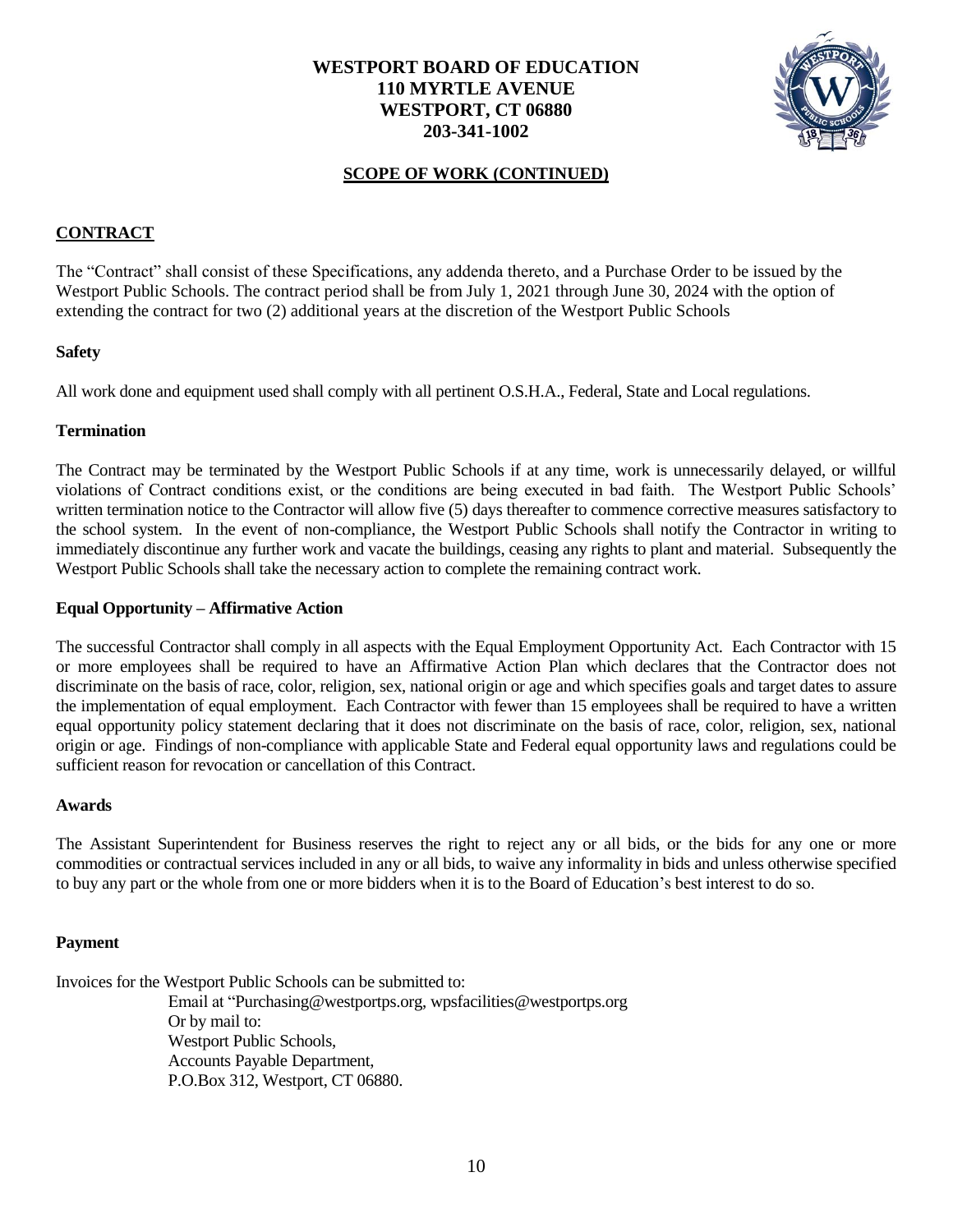**WESTPORT BOARD OF EDUCATION**
**110 MYRTLE AVENUE**
**WESTPORT, CT 06880**
**203-341-1002**

## SCOPE OF WORK (CONTINUED)

### CONTRACT

The "Contract" shall consist of these Specifications, any addenda thereto, and a Purchase Order to be issued by the Westport Public Schools. The contract period shall be from July 1, 2021 through June 30, 2024 with the option of extending the contract for two (2) additional years at the discretion of the Westport Public Schools

**Safety**

All work done and equipment used shall comply with all pertinent O.S.H.A., Federal, State and Local regulations.

**Termination**

The Contract may be terminated by the Westport Public Schools if at any time, work is unnecessarily delayed, or willful violations of Contract conditions exist, or the conditions are being executed in bad faith. The Westport Public Schools' written termination notice to the Contractor will allow five (5) days thereafter to commence corrective measures satisfactory to the school system. In the event of non-compliance, the Westport Public Schools shall notify the Contractor in writing to immediately discontinue any further work and vacate the buildings, ceasing any rights to plant and material. Subsequently the Westport Public Schools shall take the necessary action to complete the remaining contract work.

**Equal Opportunity – Affirmative Action**

The successful Contractor shall comply in all aspects with the Equal Employment Opportunity Act. Each Contractor with 15 or more employees shall be required to have an Affirmative Action Plan which declares that the Contractor does not discriminate on the basis of race, color, religion, sex, national origin or age and which specifies goals and target dates to assure the implementation of equal employment. Each Contractor with fewer than 15 employees shall be required to have a written equal opportunity policy statement declaring that it does not discriminate on the basis of race, color, religion, sex, national origin or age. Findings of non-compliance with applicable State and Federal equal opportunity laws and regulations could be sufficient reason for revocation or cancellation of this Contract.

**Awards**

The Assistant Superintendent for Business reserves the right to reject any or all bids, or the bids for any one or more commodities or contractual services included in any or all bids, to waive any informality in bids and unless otherwise specified to buy any part or the whole from one or more bidders when it is to the Board of Education's best interest to do so.

**Payment**

Invoices for the Westport Public Schools can be submitted to:

Email at "Purchasing@westportps.org, wpsfacilities@westportps.org
Or by mail to:
Westport Public Schools,
Accounts Payable Department,
P.O.Box 312, Westport, CT 06880.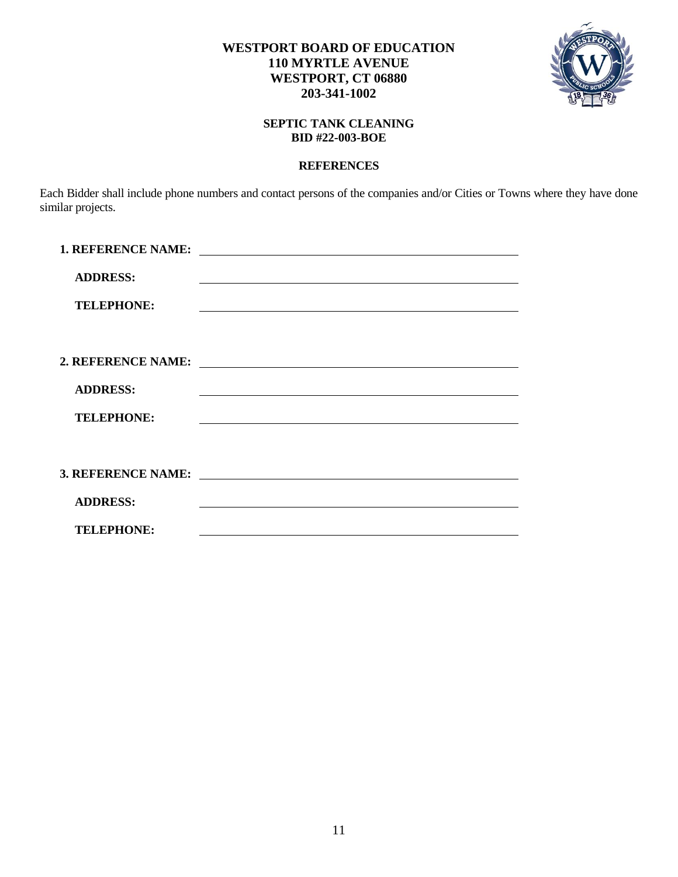**WESTPORT BOARD OF EDUCATION**
**110 MYRTLE AVENUE**
**WESTPORT, CT 06880**
**203-341-1002**

**SEPTIC TANK CLEANING**
**BID #22-003-BOE**

## REFERENCES

Each Bidder shall include phone numbers and contact persons of the companies and/or Cities or Towns where they have done similar projects.

**1. REFERENCE NAME:** ______________________________________________

**ADDRESS:** ______________________________________________

**TELEPHONE:** ______________________________________________

**2. REFERENCE NAME:** ______________________________________________

**ADDRESS:** ______________________________________________

**TELEPHONE:** ______________________________________________

**3. REFERENCE NAME:** ______________________________________________

**ADDRESS:** ______________________________________________

**TELEPHONE:** ______________________________________________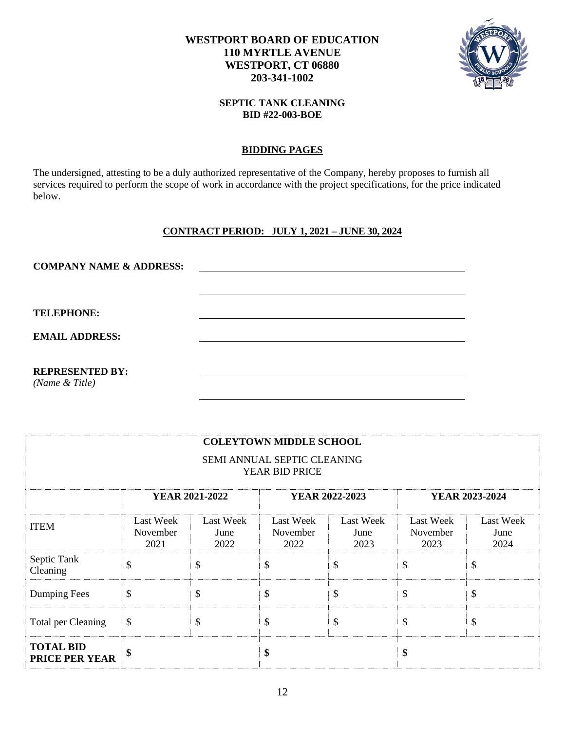**WESTPORT BOARD OF EDUCATION**
**110 MYRTLE AVENUE**
**WESTPORT, CT 06880**
**203-341-1002**

**SEPTIC TANK CLEANING**
**BID #22-003-BOE**

## BIDDING PAGES

The undersigned, attesting to be a duly authorized representative of the Company, hereby proposes to furnish all services required to perform the scope of work in accordance with the project specifications, for the price indicated below.

**CONTRACT PERIOD: JULY 1, 2021 – JUNE 30, 2024**

**COMPANY NAME & ADDRESS:** ______________________________________________

______________________________________________

**TELEPHONE:** ______________________________________________

**EMAIL ADDRESS:** ______________________________________________

**REPRESENTED BY:** ______________________________________________
*(Name & Title)*

______________________________________________

| **COLEYTOWN MIDDLE SCHOOL**<br>SEMI ANNUAL SEPTIC CLEANING<br>YEAR BID PRICE | | | | | | |
|---|---|---|---|---|---|---|
| | **YEAR 2021-2022** | | **YEAR 2022-2023** | | **YEAR 2023-2024** | |
| ITEM | Last Week November 2021 | Last Week June 2022 | Last Week November 2022 | Last Week June 2023 | Last Week November 2023 | Last Week June 2024 |
| Septic Tank Cleaning | $ | $ | $ | $ | $ | $ |
| Dumping Fees | $ | $ | $ | $ | $ | $ |
| Total per Cleaning | $ | $ | $ | $ | $ | $ |
| **TOTAL BID PRICE PER YEAR** | **$** | | **$** | | **$** | |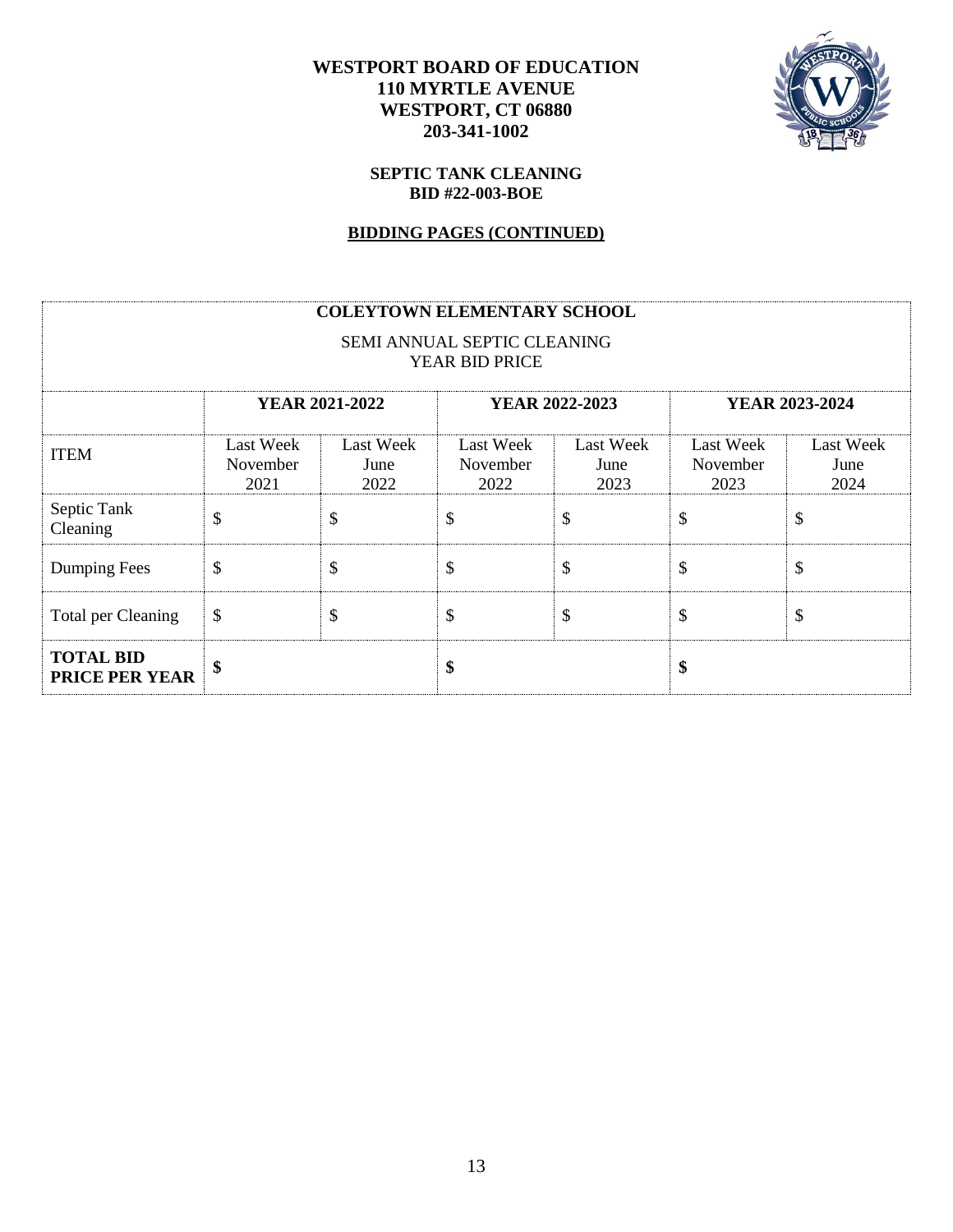**WESTPORT BOARD OF EDUCATION**
**110 MYRTLE AVENUE**
**WESTPORT, CT 06880**
**203-341-1002**

**SEPTIC TANK CLEANING**
**BID #22-003-BOE**

**BIDDING PAGES (CONTINUED)**

| **COLEYTOWN ELEMENTARY SCHOOL**<br>SEMI ANNUAL SEPTIC CLEANING<br>YEAR BID PRICE | | | | | | |
|---|---|---|---|---|---|---|
| | **YEAR 2021-2022** | | **YEAR 2022-2023** | | **YEAR 2023-2024** | |
| ITEM | Last Week November 2021 | Last Week June 2022 | Last Week November 2022 | Last Week June 2023 | Last Week November 2023 | Last Week June 2024 |
| Septic Tank Cleaning | $ | $ | $ | $ | $ | $ |
| Dumping Fees | $ | $ | $ | $ | $ | $ |
| Total per Cleaning | $ | $ | $ | $ | $ | $ |
| **TOTAL BID PRICE PER YEAR** | **$** | | **$** | | **$** | |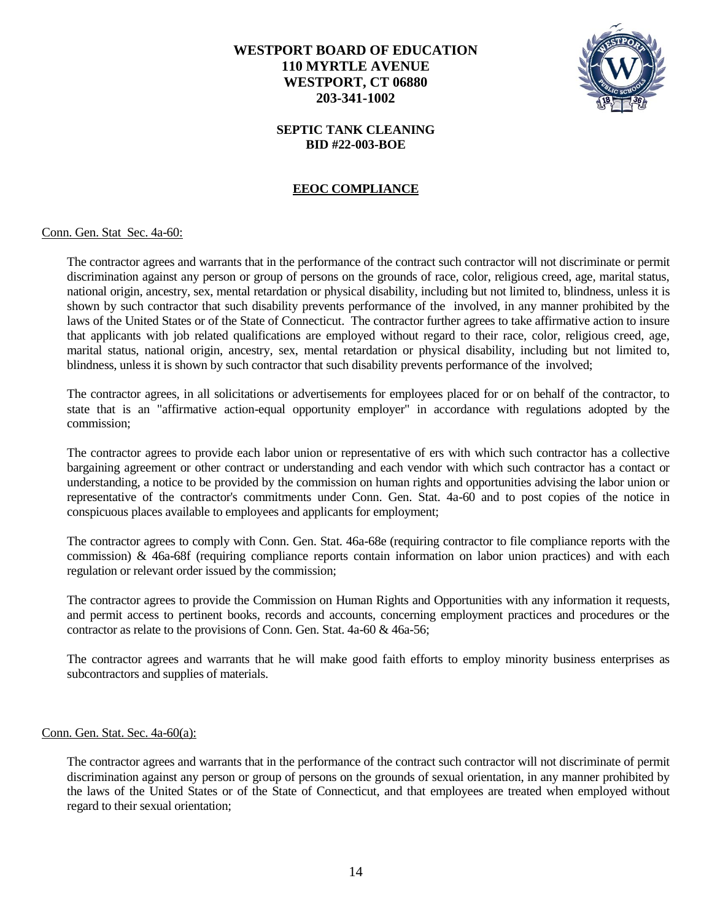**WESTPORT BOARD OF EDUCATION**
**110 MYRTLE AVENUE**
**WESTPORT, CT 06880**
**203-341-1002**

**SEPTIC TANK CLEANING**
**BID #22-003-BOE**

## EEOC COMPLIANCE

Conn. Gen. Stat Sec. 4a-60:

The contractor agrees and warrants that in the performance of the contract such contractor will not discriminate or permit discrimination against any person or group of persons on the grounds of race, color, religious creed, age, marital status, national origin, ancestry, sex, mental retardation or physical disability, including but not limited to, blindness, unless it is shown by such contractor that such disability prevents performance of the involved, in any manner prohibited by the laws of the United States or of the State of Connecticut. The contractor further agrees to take affirmative action to insure that applicants with job related qualifications are employed without regard to their race, color, religious creed, age, marital status, national origin, ancestry, sex, mental retardation or physical disability, including but not limited to, blindness, unless it is shown by such contractor that such disability prevents performance of the involved;

The contractor agrees, in all solicitations or advertisements for employees placed for or on behalf of the contractor, to state that is an "affirmative action-equal opportunity employer" in accordance with regulations adopted by the commission;

The contractor agrees to provide each labor union or representative of ers with which such contractor has a collective bargaining agreement or other contract or understanding and each vendor with which such contractor has a contact or understanding, a notice to be provided by the commission on human rights and opportunities advising the labor union or representative of the contractor's commitments under Conn. Gen. Stat. 4a-60 and to post copies of the notice in conspicuous places available to employees and applicants for employment;

The contractor agrees to comply with Conn. Gen. Stat. 46a-68e (requiring contractor to file compliance reports with the commission) & 46a-68f (requiring compliance reports contain information on labor union practices) and with each regulation or relevant order issued by the commission;

The contractor agrees to provide the Commission on Human Rights and Opportunities with any information it requests, and permit access to pertinent books, records and accounts, concerning employment practices and procedures or the contractor as relate to the provisions of Conn. Gen. Stat. 4a-60 & 46a-56;

The contractor agrees and warrants that he will make good faith efforts to employ minority business enterprises as subcontractors and supplies of materials.

Conn. Gen. Stat. Sec. 4a-60(a):

The contractor agrees and warrants that in the performance of the contract such contractor will not discriminate of permit discrimination against any person or group of persons on the grounds of sexual orientation, in any manner prohibited by the laws of the United States or of the State of Connecticut, and that employees are treated when employed without regard to their sexual orientation;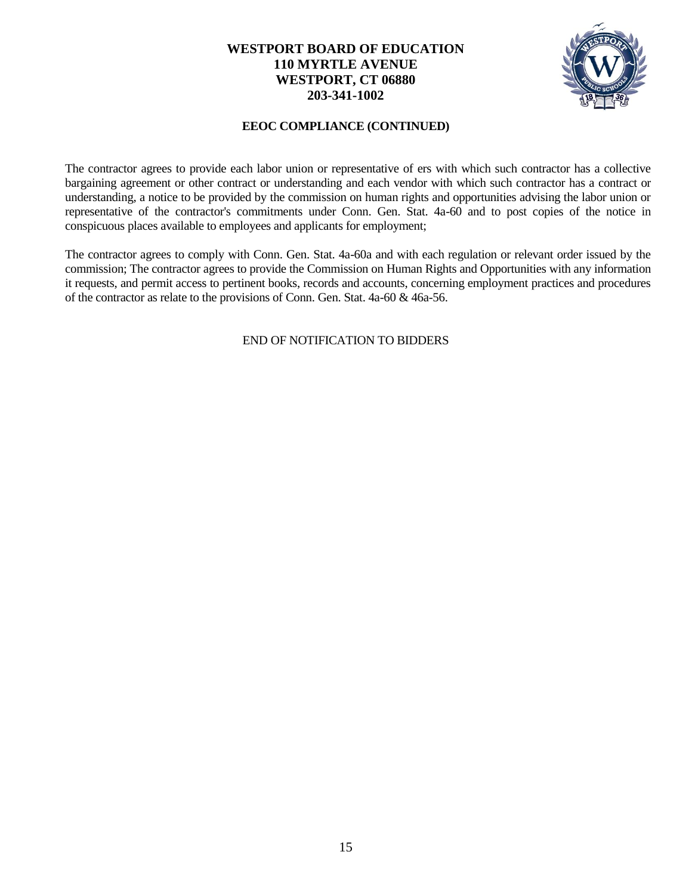**WESTPORT BOARD OF EDUCATION**
**110 MYRTLE AVENUE**
**WESTPORT, CT 06880**
**203-341-1002**

## EEOC COMPLIANCE (CONTINUED)

The contractor agrees to provide each labor union or representative of ers with which such contractor has a collective bargaining agreement or other contract or understanding and each vendor with which such contractor has a contract or understanding, a notice to be provided by the commission on human rights and opportunities advising the labor union or representative of the contractor's commitments under Conn. Gen. Stat. 4a-60 and to post copies of the notice in conspicuous places available to employees and applicants for employment;

The contractor agrees to comply with Conn. Gen. Stat. 4a-60a and with each regulation or relevant order issued by the commission; The contractor agrees to provide the Commission on Human Rights and Opportunities with any information it requests, and permit access to pertinent books, records and accounts, concerning employment practices and procedures of the contractor as relate to the provisions of Conn. Gen. Stat. 4a-60 & 46a-56.

END OF NOTIFICATION TO BIDDERS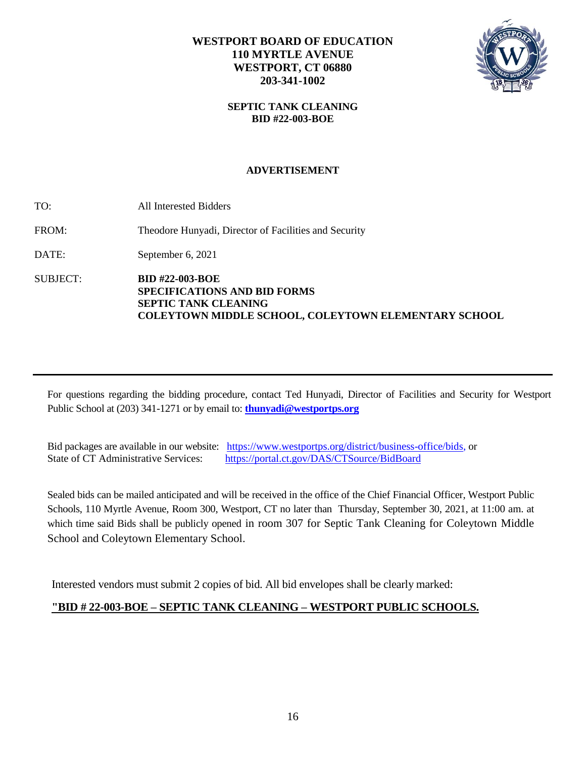**WESTPORT BOARD OF EDUCATION**
**110 MYRTLE AVENUE**
**WESTPORT, CT 06880**
**203-341-1002**

**SEPTIC TANK CLEANING**
**BID #22-003-BOE**

## ADVERTISEMENT

TO: All Interested Bidders

FROM: Theodore Hunyadi, Director of Facilities and Security

DATE: September 6, 2021

SUBJECT: **BID #22-003-BOE**
**SPECIFICATIONS AND BID FORMS**
**SEPTIC TANK CLEANING**
**COLEYTOWN MIDDLE SCHOOL, COLEYTOWN ELEMENTARY SCHOOL**

---

For questions regarding the bidding procedure, contact Ted Hunyadi, Director of Facilities and Security for Westport Public School at (203) 341-1271 or by email to: **thunyadi@westportps.org**

Bid packages are available in our website: https://www.westportps.org/district/business-office/bids, or
State of CT Administrative Services: https://portal.ct.gov/DAS/CTSource/BidBoard

Sealed bids can be mailed anticipated and will be received in the office of the Chief Financial Officer, Westport Public Schools, 110 Myrtle Avenue, Room 300, Westport, CT no later than Thursday, September 30, 2021, at 11:00 am. at which time said Bids shall be publicly opened in room 307 for Septic Tank Cleaning for Coleytown Middle School and Coleytown Elementary School.

Interested vendors must submit 2 copies of bid. All bid envelopes shall be clearly marked:

**"BID # 22-003-BOE – SEPTIC TANK CLEANING – WESTPORT PUBLIC SCHOOLS.**